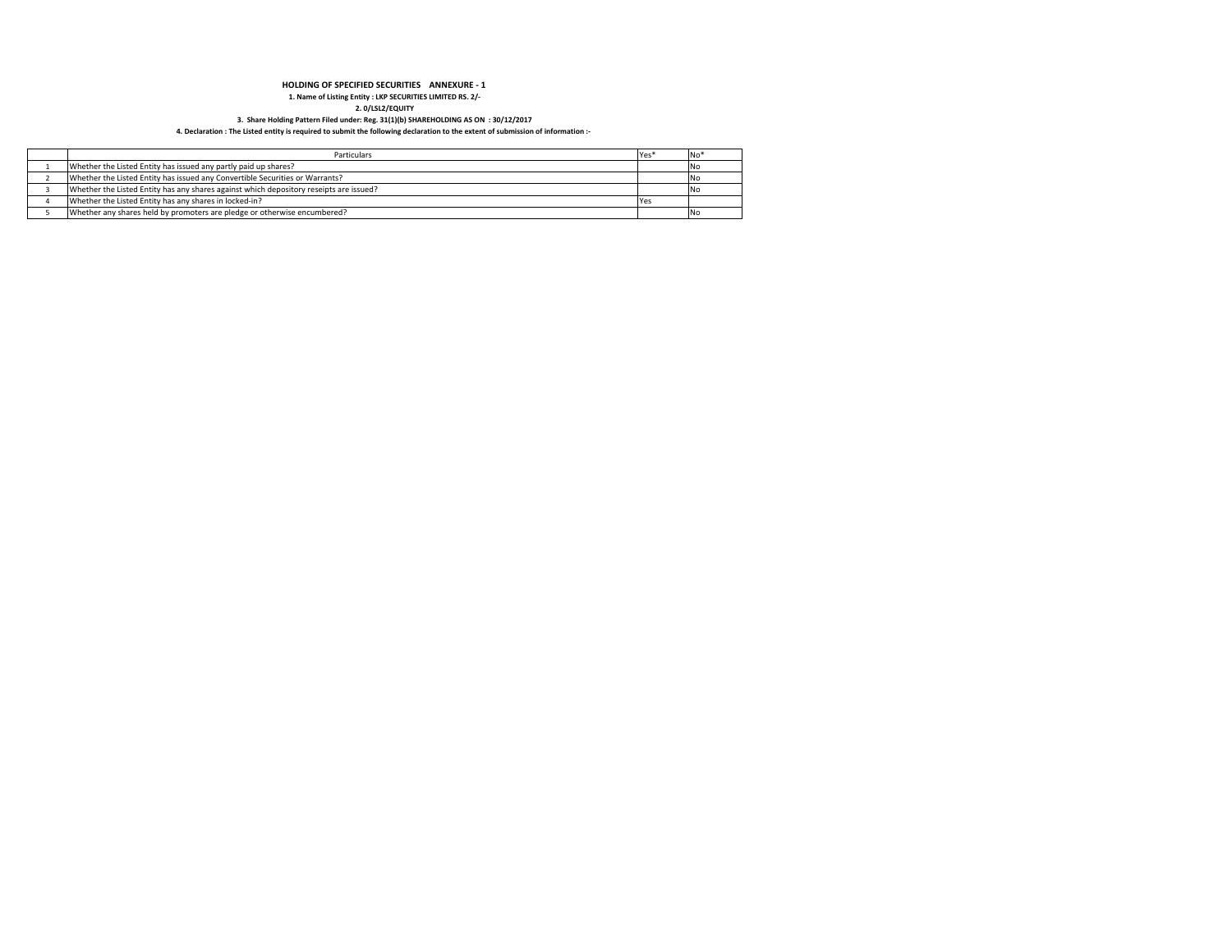# HOLDING OF SPECIFIED SECURITIES ANNEXURE - 1

**1. Name of Listing Entity : LKP SECURITIES LIMITED RS. 2/-**

**2. 0/LSL2/EQUITY**

**3. Share Holding Pattern Filed under: Reg. 31(1)(b) SHAREHOLDING AS ON : 30/12/2017**

**4. Declaration : The Listed entity is required to submit the following declaration to the extent of submission of information :-**

| | Particulars | Yes* | No* |
|---|---|---|---|
| 1 | Whether the Listed Entity has issued any partly paid up shares? | | No |
| 2 | Whether the Listed Entity has issued any Convertible Securities or Warrants? | | No |
| 3 | Whether the Listed Entity has any shares against which depository reseipts are issued? | | No |
| 4 | Whether the Listed Entity has any shares in locked-in? | Yes | |
| 5 | Whether any shares held by promoters are pledge or otherwise encumbered? | | No |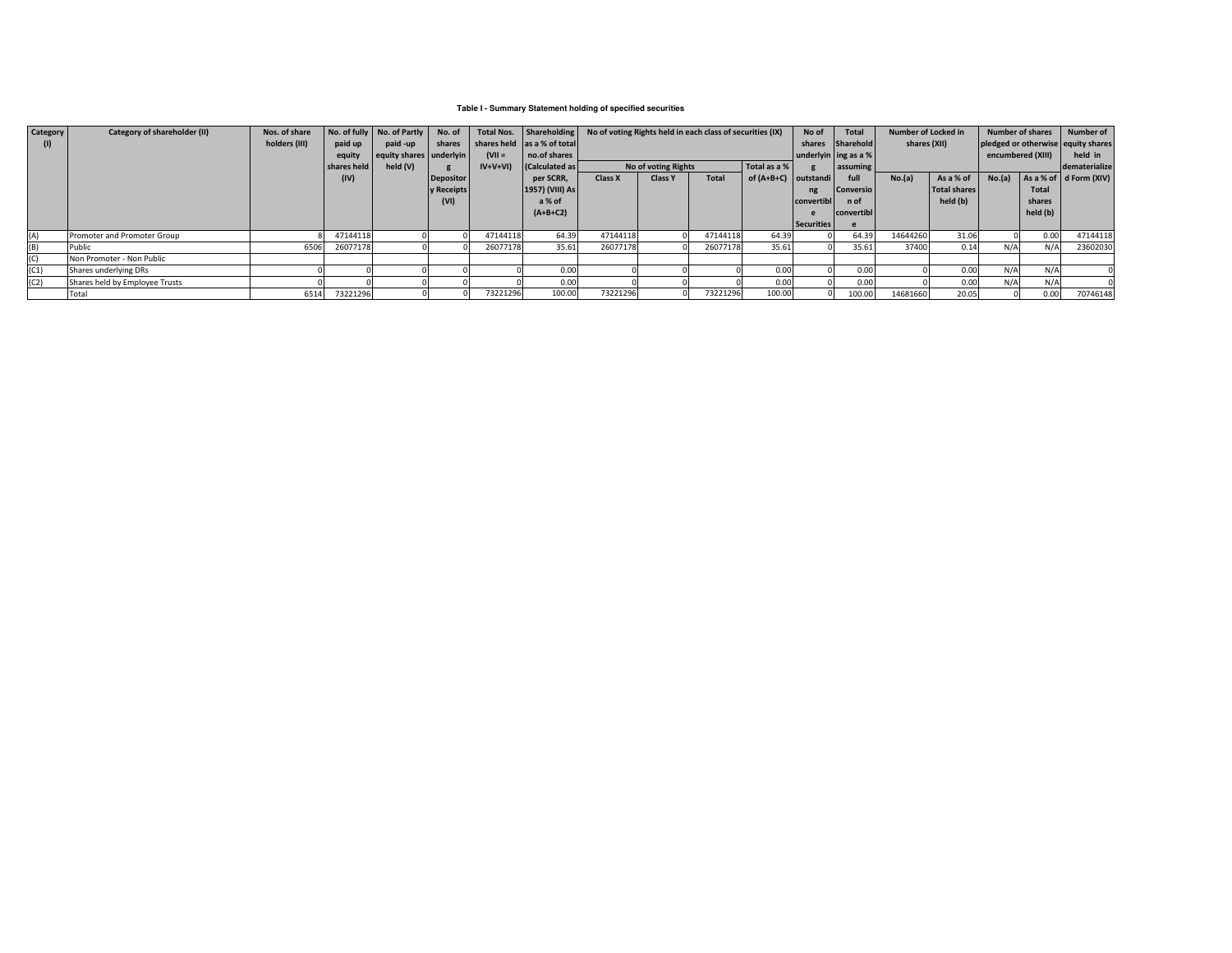**Table I - Summary Statement holding of specified securities**

| Category (I) | Category of shareholder (II) | Nos. of share holders (III) | No. of fully paid up equity shares held (IV) | No. of Partly paid -up equity shares held (V) | No. of shares underlying Depository Receipts (VI) | Total Nos. shares held (VII = IV+V+VI) | Shareholding as a % of total no.of shares (Calculated as per SCRR, 1957) (VIII) As a % of (A+B+C2) | No of voting Rights held in each class of securities (IX) | | | | No of shares underlying outstanding convertible Securities | Total Shareholding as a % assuming full Conversion of convertible | Number of Locked in shares (XII) | | Number of shares pledged or otherwise encumbered (XIII) | | Number of equity shares held in dematerialized Form (XIV) |
|---|---|---|---|---|---|---|---|---|---|---|---|---|---|---|---|---|---|---|
| | | | | | | | | No of voting Rights | | | Total as a % of (A+B+C) | | | No.(a) | As a % of Total shares held (b) | No.(a) | As a % of Total shares held (b) | |
| | | | | | | | | Class X | Class Y | Total | | | | | | | | |
| (A) | Promoter and Promoter Group | 8 | 47144118 | 0 | 0 | 47144118 | 64.39 | 47144118 | 0 | 47144118 | 64.39 | 0 | 64.39 | 14644260 | 31.06 | 0 | 0.00 | 47144118 |
| (B) | Public | 6506 | 26077178 | 0 | 0 | 26077178 | 35.61 | 26077178 | 0 | 26077178 | 35.61 | 0 | 35.61 | 37400 | 0.14 | N/A | N/A | 23602030 |
| (C) | Non Promoter - Non Public | | | | | | | | | | | | | | | | | |
| (C1) | Shares underlying DRs | 0 | 0 | 0 | 0 | 0 | 0.00 | 0 | 0 | 0 | 0.00 | 0 | 0.00 | 0 | 0.00 | N/A | N/A | 0 |
| (C2) | Shares held by Employee Trusts | 0 | 0 | 0 | 0 | 0 | 0.00 | 0 | 0 | 0 | 0.00 | 0 | 0.00 | 0 | 0.00 | N/A | N/A | 0 |
| | Total | 6514 | 73221296 | 0 | 0 | 73221296 | 100.00 | 73221296 | 0 | 73221296 | 100.00 | 0 | 100.00 | 14681660 | 20.05 | 0 | 0.00 | 70746148 |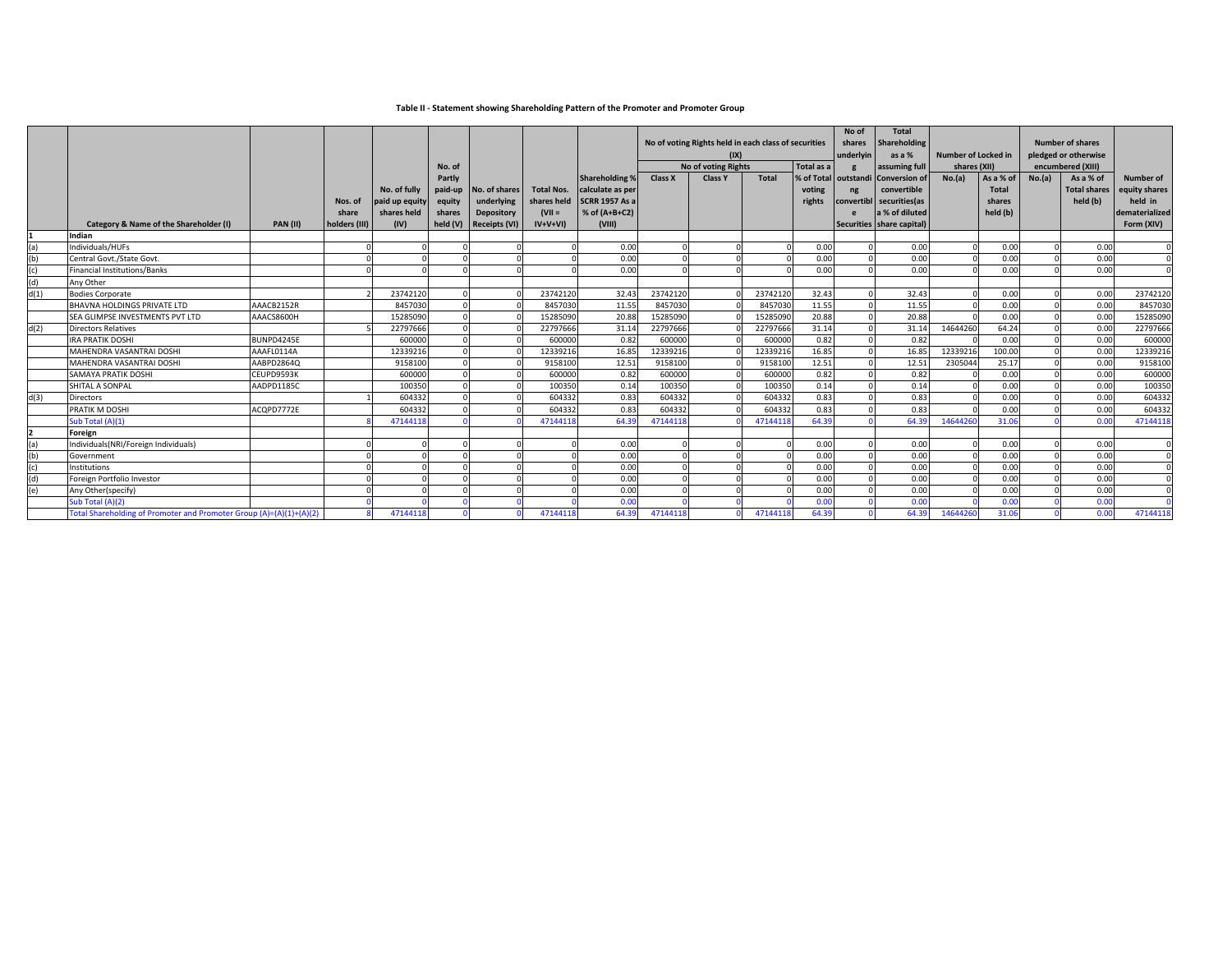**Table II - Statement showing Shareholding Pattern of the Promoter and Promoter Group**

| | Category & Name of the Shareholder (I) | PAN (II) | Nos. of share holders (III) | No. of fully paid up equity shares held (IV) | No. of Partly paid-up equity shares held (V) | No. of shares underlying Depository Receipts (VI) | Total Nos. shares held (VII = IV+V+VI) | Shareholding % calculate as per SCRR 1957 As a % of (A+B+C2) (VIII) | No of voting Rights held in each class of securities (IX) - No of voting Rights - Class X | Class Y | Total | Total as a % of Total voting rights | No of shares underlying outstanding convertible Securities | Total Shareholding as a % assuming full Conversion of convertible securities(as a % of diluted share capital) | Number of Locked in shares (XII) - No.(a) | As a % of Total shares held (b) | Number of shares pledged or otherwise encumbered (XIII) - No.(a) | As a % of Total shares held (b) | Number of equity shares held in dematerialized Form (XIV) |
|---|---|---|---|---|---|---|---|---|---|---|---|---|---|---|---|---|---|---|---|
| 1 | **Indian** | | | | | | | | | | | | | | | | | | |
| (a) | Individuals/HUFs | | 0 | 0 | 0 | 0 | 0 | 0.00 | 0 | 0 | 0 | 0.00 | 0 | 0.00 | 0 | 0.00 | 0 | 0.00 | 0 |
| (b) | Central Govt./State Govt. | | 0 | 0 | 0 | 0 | 0 | 0.00 | 0 | 0 | 0 | 0.00 | 0 | 0.00 | 0 | 0.00 | 0 | 0.00 | 0 |
| (c) | Financial Institutions/Banks | | 0 | 0 | 0 | 0 | 0 | 0.00 | 0 | 0 | 0 | 0.00 | 0 | 0.00 | 0 | 0.00 | 0 | 0.00 | 0 |
| (d) | Any Other | | | | | | | | | | | | | | | | | | |
| d(1) | Bodies Corporate | | 2 | 23742120 | 0 | 0 | 23742120 | 32.43 | 23742120 | 0 | 23742120 | 32.43 | 0 | 32.43 | 0 | 0.00 | 0 | 0.00 | 23742120 |
| | BHAVNA HOLDINGS PRIVATE LTD | AAACB2152R | | 8457030 | 0 | 0 | 8457030 | 11.55 | 8457030 | 0 | 8457030 | 11.55 | 0 | 11.55 | 0 | 0.00 | 0 | 0.00 | 8457030 |
| | SEA GLIMPSE INVESTMENTS PVT LTD | AAACS8600H | | 15285090 | 0 | 0 | 15285090 | 20.88 | 15285090 | 0 | 15285090 | 20.88 | 0 | 20.88 | 0 | 0.00 | 0 | 0.00 | 15285090 |
| d(2) | Directors Relatives | | 5 | 22797666 | 0 | 0 | 22797666 | 31.14 | 22797666 | 0 | 22797666 | 31.14 | 0 | 31.14 | 14644260 | 64.24 | 0 | 0.00 | 22797666 |
| | IRA PRATIK DOSHI | BUNPD4245E | | 600000 | 0 | 0 | 600000 | 0.82 | 600000 | 0 | 600000 | 0.82 | 0 | 0.82 | 0 | 0.00 | 0 | 0.00 | 600000 |
| | MAHENDRA VASANTRAI DOSHI | AAAFL0114A | | 12339216 | 0 | 0 | 12339216 | 16.85 | 12339216 | 0 | 12339216 | 16.85 | 0 | 16.85 | 12339216 | 100.00 | 0 | 0.00 | 12339216 |
| | MAHENDRA VASANTRAI DOSHI | AABPD2864Q | | 9158100 | 0 | 0 | 9158100 | 12.51 | 9158100 | 0 | 9158100 | 12.51 | 0 | 12.51 | 2305044 | 25.17 | 0 | 0.00 | 9158100 |
| | SAMAYA PRATIK DOSHI | CEUPD9593K | | 600000 | 0 | 0 | 600000 | 0.82 | 600000 | 0 | 600000 | 0.82 | 0 | 0.82 | 0 | 0.00 | 0 | 0.00 | 600000 |
| | SHITAL A SONPAL | AADPD1185C | | 100350 | 0 | 0 | 100350 | 0.14 | 100350 | 0 | 100350 | 0.14 | 0 | 0.14 | 0 | 0.00 | 0 | 0.00 | 100350 |
| d(3) | Directors | | 1 | 604332 | 0 | 0 | 604332 | 0.83 | 604332 | 0 | 604332 | 0.83 | 0 | 0.83 | 0 | 0.00 | 0 | 0.00 | 604332 |
| | PRATIK M DOSHI | ACQPD7772E | | 604332 | 0 | 0 | 604332 | 0.83 | 604332 | 0 | 604332 | 0.83 | 0 | 0.83 | 0 | 0.00 | 0 | 0.00 | 604332 |
| | Sub Total (A)(1) | | 8 | 47144118 | 0 | 0 | 47144118 | 64.39 | 47144118 | 0 | 47144118 | 64.39 | 0 | 64.39 | 14644260 | 31.06 | 0 | 0.00 | 47144118 |
| 2 | **Foreign** | | | | | | | | | | | | | | | | | | |
| (a) | Individuals(NRI/Foreign Individuals) | | 0 | 0 | 0 | 0 | 0 | 0.00 | 0 | 0 | 0 | 0.00 | 0 | 0.00 | 0 | 0.00 | 0 | 0.00 | 0 |
| (b) | Government | | 0 | 0 | 0 | 0 | 0 | 0.00 | 0 | 0 | 0 | 0.00 | 0 | 0.00 | 0 | 0.00 | 0 | 0.00 | 0 |
| (c) | Institutions | | 0 | 0 | 0 | 0 | 0 | 0.00 | 0 | 0 | 0 | 0.00 | 0 | 0.00 | 0 | 0.00 | 0 | 0.00 | 0 |
| (d) | Foreign Portfolio Investor | | 0 | 0 | 0 | 0 | 0 | 0.00 | 0 | 0 | 0 | 0.00 | 0 | 0.00 | 0 | 0.00 | 0 | 0.00 | 0 |
| (e) | Any Other(specify) | | 0 | 0 | 0 | 0 | 0 | 0.00 | 0 | 0 | 0 | 0.00 | 0 | 0.00 | 0 | 0.00 | 0 | 0.00 | 0 |
| | Sub Total (A)(2) | | 0 | 0 | 0 | 0 | 0 | 0.00 | 0 | 0 | 0 | 0.00 | 0 | 0.00 | 0 | 0.00 | 0 | 0.00 | 0 |
| | Total Shareholding of Promoter and Promoter Group (A)=(A)(1)+(A)(2) | | 8 | 47144118 | 0 | 0 | 47144118 | 64.39 | 47144118 | 0 | 47144118 | 64.39 | 0 | 64.39 | 14644260 | 31.06 | 0 | 0.00 | 47144118 |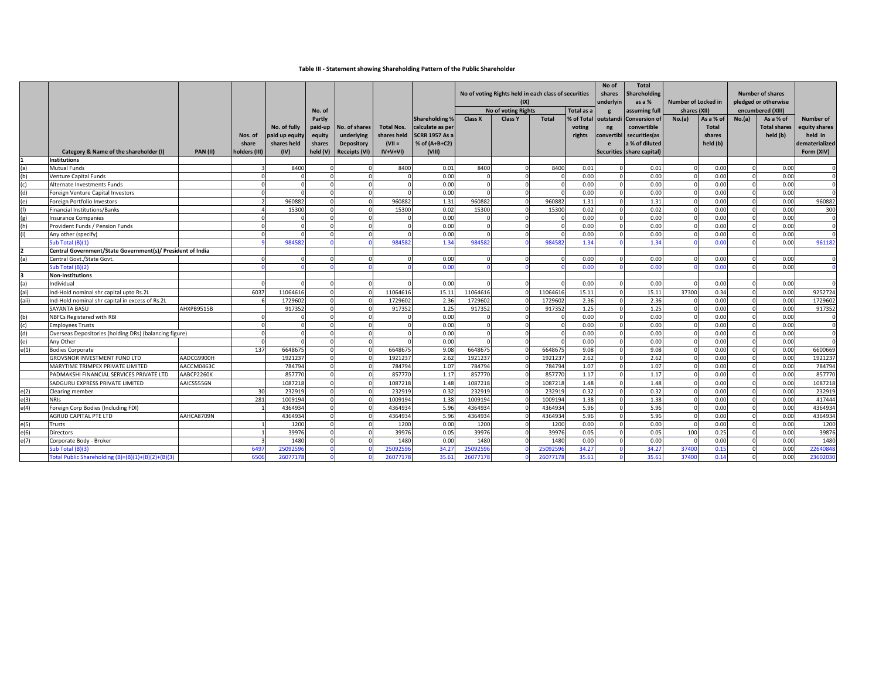**Table III - Statement showing Shareholding Pattern of the Public Shareholder**

| | Category & Name of the shareholder (I) | PAN (II) | Nos. of share holders (III) | No. of fully paid up equity shares held (IV) | No. of Partly paid-up equity shares held (V) | No. of shares underlying Depository Receipts (VI) | Total Nos. shares held (VII = IV+V+VI) | Shareholding % calculate as per SCRR 1957 As a % of (A+B+C2) (VIII) | No of voting Rights held in each class of securities (IX) | | | | No of shares underlying outstanding convertible Securities | Total Shareholding as a % assuming full Conversion of convertible securities(as a % of diluted share capital) | Number of Locked in shares (XII) | | Number of shares pledged or otherwise encumbered (XIII) | | Number of equity shares held in dematerialized Form (XIV) |
|---|---|---|---|---|---|---|---|---|---|---|---|---|---|---|---|---|---|---|---|
| | | | | | | | | | No of voting Rights | | | Total as a % of Total voting rights | | | No.(a) | As a % of Total shares held (b) | No.(a) | As a % of Total shares held (b) | |
| | | | | | | | | | Class X | Class Y | Total | | | | | | | | |
| 1 | **Institutions** | | | | | | | | | | | | | | | | | | |
| (a) | Mutual Funds | | 3 | 8400 | 0 | 0 | 8400 | 0.01 | 8400 | 0 | 8400 | 0.01 | 0 | 0.01 | 0 | 0.00 | 0 | 0.00 | 0 |
| (b) | Venture Capital Funds | | 0 | 0 | 0 | 0 | 0 | 0.00 | 0 | 0 | 0 | 0.00 | 0 | 0.00 | 0 | 0.00 | 0 | 0.00 | 0 |
| (c) | Alternate Investments Funds | | 0 | 0 | 0 | 0 | 0 | 0.00 | 0 | 0 | 0 | 0.00 | 0 | 0.00 | 0 | 0.00 | 0 | 0.00 | 0 |
| (d) | Foreign Venture Capital Investors | | 0 | 0 | 0 | 0 | 0 | 0.00 | 0 | 0 | 0 | 0.00 | 0 | 0.00 | 0 | 0.00 | 0 | 0.00 | 0 |
| (e) | Foreign Portfolio Investors | | 2 | 960882 | 0 | 0 | 960882 | 1.31 | 960882 | 0 | 960882 | 1.31 | 0 | 1.31 | 0 | 0.00 | 0 | 0.00 | 960882 |
| (f) | Financial Institutions/Banks | | 4 | 15300 | 0 | 0 | 15300 | 0.02 | 15300 | 0 | 15300 | 0.02 | 0 | 0.02 | 0 | 0.00 | 0 | 0.00 | 300 |
| (g) | Insurance Companies | | 0 | 0 | 0 | 0 | 0 | 0.00 | 0 | 0 | 0 | 0.00 | 0 | 0.00 | 0 | 0.00 | 0 | 0.00 | 0 |
| (h) | Provident Funds / Pension Funds | | 0 | 0 | 0 | 0 | 0 | 0.00 | 0 | 0 | 0 | 0.00 | 0 | 0.00 | 0 | 0.00 | 0 | 0.00 | 0 |
| (i) | Any other (specify) | | 0 | 0 | 0 | 0 | 0 | 0.00 | 0 | 0 | 0 | 0.00 | 0 | 0.00 | 0 | 0.00 | 0 | 0.00 | 0 |
| | Sub Total (B)(1) | | 9 | 984582 | 0 | 0 | 984582 | 1.34 | 984582 | 0 | 984582 | 1.34 | 0 | 1.34 | 0 | 0.00 | 0 | 0.00 | 961182 |
| 2 | **Central Government/State Government(s)/ President of India** | | | | | | | | | | | | | | | | | | |
| (a) | Central Govt./State Govt. | | 0 | 0 | 0 | 0 | 0 | 0.00 | 0 | 0 | 0 | 0.00 | 0 | 0.00 | 0 | 0.00 | 0 | 0.00 | 0 |
| | Sub Total (B)(2) | | 0 | 0 | 0 | 0 | 0 | 0.00 | 0 | 0 | 0 | 0.00 | 0 | 0.00 | 0 | 0.00 | 0 | 0.00 | 0 |
| 3 | **Non-Institutions** | | | | | | | | | | | | | | | | | | |
| (a) | Individual | | 0 | 0 | 0 | 0 | 0 | 0.00 | 0 | 0 | 0 | 0.00 | 0 | 0.00 | 0 | 0.00 | 0 | 0.00 | 0 |
| (ai) | Ind-Hold nominal shr capital upto Rs.2L | | 6037 | 11064616 | 0 | 0 | 11064616 | 15.11 | 11064616 | 0 | 11064616 | 15.11 | 0 | 15.11 | 37300 | 0.34 | 0 | 0.00 | 9252724 |
| (aii) | Ind-Hold nominal shr capital in excess of Rs.2L | | 6 | 1729602 | 0 | 0 | 1729602 | 2.36 | 1729602 | 0 | 1729602 | 2.36 | 0 | 2.36 | 0 | 0.00 | 0 | 0.00 | 1729602 |
| | SAYANTA BASU | AHXPB9515B | | 917352 | 0 | 0 | 917352 | 1.25 | 917352 | 0 | 917352 | 1.25 | 0 | 1.25 | 0 | 0.00 | 0 | 0.00 | 917352 |
| (b) | NBFCs Registered with RBI | | 0 | 0 | 0 | 0 | 0 | 0.00 | 0 | 0 | 0 | 0.00 | 0 | 0.00 | 0 | 0.00 | 0 | 0.00 | 0 |
| (c) | Employees Trusts | | 0 | 0 | 0 | 0 | 0 | 0.00 | 0 | 0 | 0 | 0.00 | 0 | 0.00 | 0 | 0.00 | 0 | 0.00 | 0 |
| (d) | Overseas Depositories (holding DRs) (balancing figure) | | 0 | 0 | 0 | 0 | 0 | 0.00 | 0 | 0 | 0 | 0.00 | 0 | 0.00 | 0 | 0.00 | 0 | 0.00 | 0 |
| (e) | Any Other | | 0 | 0 | 0 | 0 | 0 | 0.00 | 0 | 0 | 0 | 0.00 | 0 | 0.00 | 0 | 0.00 | 0 | 0.00 | 0 |
| e(1) | Bodies Corporate | | 137 | 6648675 | 0 | 0 | 6648675 | 9.08 | 6648675 | 0 | 6648675 | 9.08 | 0 | 9.08 | 0 | 0.00 | 0 | 0.00 | 6600669 |
| | GROVSNOR INVESTMENT FUND LTD | AADCG9900H | | 1921237 | 0 | 0 | 1921237 | 2.62 | 1921237 | 0 | 1921237 | 2.62 | 0 | 2.62 | 0 | 0.00 | 0 | 0.00 | 1921237 |
| | MARYTIME TRIMPEX PRIVATE LIMITED | AACCM0463C | | 784794 | 0 | 0 | 784794 | 1.07 | 784794 | 0 | 784794 | 1.07 | 0 | 1.07 | 0 | 0.00 | 0 | 0.00 | 784794 |
| | PADMAKSHI FINANCIAL SERVICES PRIVATE LTD | AABCP2260K | | 857770 | 0 | 0 | 857770 | 1.17 | 857770 | 0 | 857770 | 1.17 | 0 | 1.17 | 0 | 0.00 | 0 | 0.00 | 857770 |
| | SADGURU EXPRESS PRIVATE LIMITED | AAICS5556N | | 1087218 | 0 | 0 | 1087218 | 1.48 | 1087218 | 0 | 1087218 | 1.48 | 0 | 1.48 | 0 | 0.00 | 0 | 0.00 | 1087218 |
| e(2) | Clearing member | | 30 | 232919 | 0 | 0 | 232919 | 0.32 | 232919 | 0 | 232919 | 0.32 | 0 | 0.32 | 0 | 0.00 | 0 | 0.00 | 232919 |
| e(3) | NRIs | | 281 | 1009194 | 0 | 0 | 1009194 | 1.38 | 1009194 | 0 | 1009194 | 1.38 | 0 | 1.38 | 0 | 0.00 | 0 | 0.00 | 417444 |
| e(4) | Foreign Corp Bodies (Including FDI) | | 1 | 4364934 | 0 | 0 | 4364934 | 5.96 | 4364934 | 0 | 4364934 | 5.96 | 0 | 5.96 | 0 | 0.00 | 0 | 0.00 | 4364934 |
| | AGRUD CAPITAL PTE LTD | AAHCA8709N | | 4364934 | 0 | 0 | 4364934 | 5.96 | 4364934 | 0 | 4364934 | 5.96 | 0 | 5.96 | 0 | 0.00 | 0 | 0.00 | 4364934 |
| e(5) | Trusts | | 1 | 1200 | 0 | 0 | 1200 | 0.00 | 1200 | 0 | 1200 | 0.00 | 0 | 0.00 | 0 | 0.00 | 0 | 0.00 | 1200 |
| e(6) | Directors | | 1 | 39976 | 0 | 0 | 39976 | 0.05 | 39976 | 0 | 39976 | 0.05 | 0 | 0.05 | 100 | 0.25 | 0 | 0.00 | 39876 |
| e(7) | Corporate Body - Broker | | 3 | 1480 | 0 | 0 | 1480 | 0.00 | 1480 | 0 | 1480 | 0.00 | 0 | 0.00 | 0 | 0.00 | 0 | 0.00 | 1480 |
| | Sub Total (B)(3) | | 6497 | 25092596 | 0 | 0 | 25092596 | 34.27 | 25092596 | 0 | 25092596 | 34.27 | 0 | 34.27 | 37400 | 0.15 | 0 | 0.00 | 22640848 |
| | Total Public Shareholding (B)=(B)(1)+(B)(2)+(B)(3) | | 6506 | 26077178 | 0 | 0 | 26077178 | 35.61 | 26077178 | 0 | 26077178 | 35.61 | 0 | 35.61 | 37400 | 0.14 | 0 | 0.00 | 23602030 |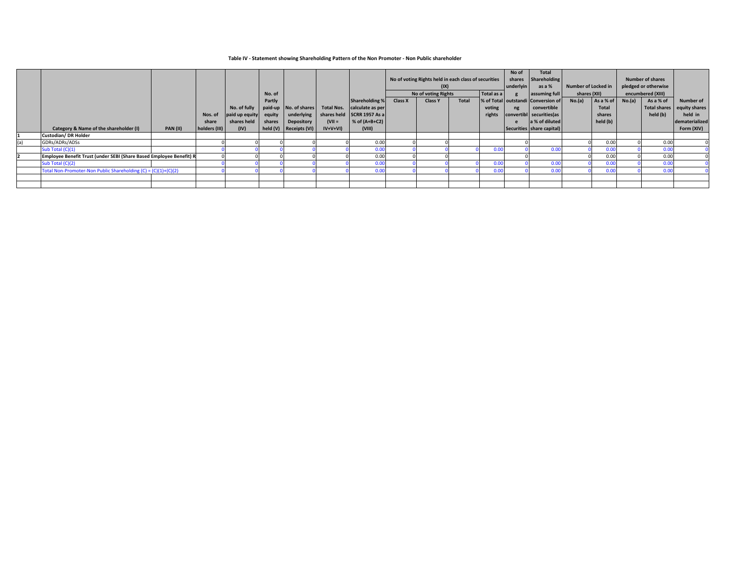**Table IV - Statement showing Shareholding Pattern of the Non Promoter - Non Public shareholder**

| | Category & Name of the shareholder (I) | PAN (II) | Nos. of share holders (III) | No. of fully paid up equity shares held (IV) | No. of Partly paid-up equity shares held (V) | No. of shares underlying Depository Receipts (VI) | Total Nos. shares held (VII = IV+V+VI) | Shareholding % calculate as per SCRR 1957 As a % of (A+B+C2) (VIII) | No of voting Rights held in each class of securities (IX) | | | | No of shares underlying outstanding convertible Securities | Total Shareholding as a % assuming full Conversion of convertible securities(as a % of diluted share capital) | Number of Locked in shares (XII) | | Number of shares pledged or otherwise encumbered (XIII) | | Number of equity shares held in dematerialized Form (XIV) |
|---|---|---|---|---|---|---|---|---|---|---|---|---|---|---|---|---|---|---|---|
| | | | | | | | | | No of voting Rights | | | Total as a % of Total voting rights | | | No.(a) | As a % of Total shares held (b) | No.(a) | As a % of Total shares held (b) | |
| | | | | | | | | | Class X | Class Y | Total | | | | | | | | |
| 1 | **Custodian/ DR Holder** | | | | | | | | | | | | | | | | | | |
| (a) | GDRs/ADRs/ADSs | | 0 | 0 | 0 | 0 | 0 | 0.00 | 0 | 0 | | | 0 | | 0 | 0.00 | 0 | 0.00 | 0 |
| | Sub Total (C)(1) | | 0 | 0 | 0 | 0 | 0 | 0.00 | 0 | 0 | 0 | 0.00 | 0 | 0.00 | 0 | 0.00 | 0 | 0.00 | 0 |
| 2 | **Employee Benefit Trust (under SEBI (Share Based Employee Benefit) R** | | 0 | 0 | 0 | 0 | 0 | 0.00 | 0 | 0 | | | 0 | | 0 | 0.00 | 0 | 0.00 | 0 |
| | Sub Total (C)(2) | | 0 | 0 | 0 | 0 | 0 | 0.00 | 0 | 0 | 0 | 0.00 | 0 | 0.00 | 0 | 0.00 | 0 | 0.00 | 0 |
| | Total Non-Promoter-Non Public Shareholding (C) = (C)(1)+(C)(2) | | 0 | 0 | 0 | 0 | 0 | 0.00 | 0 | 0 | 0 | 0.00 | 0 | 0.00 | 0 | 0.00 | 0 | 0.00 | 0 |